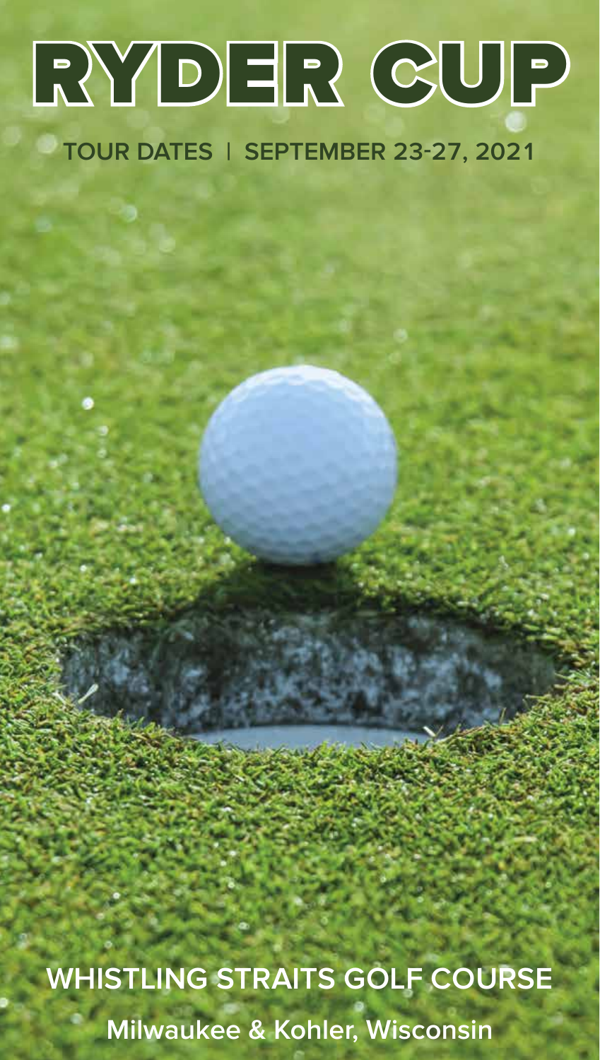# RYDER CUP

**TOUR DATES | SEPTEMBER 23-27, 2021**

**WHISTLING STRAITS GOLF COURSE**

**Milwaukee & Kohler, Wisconsin**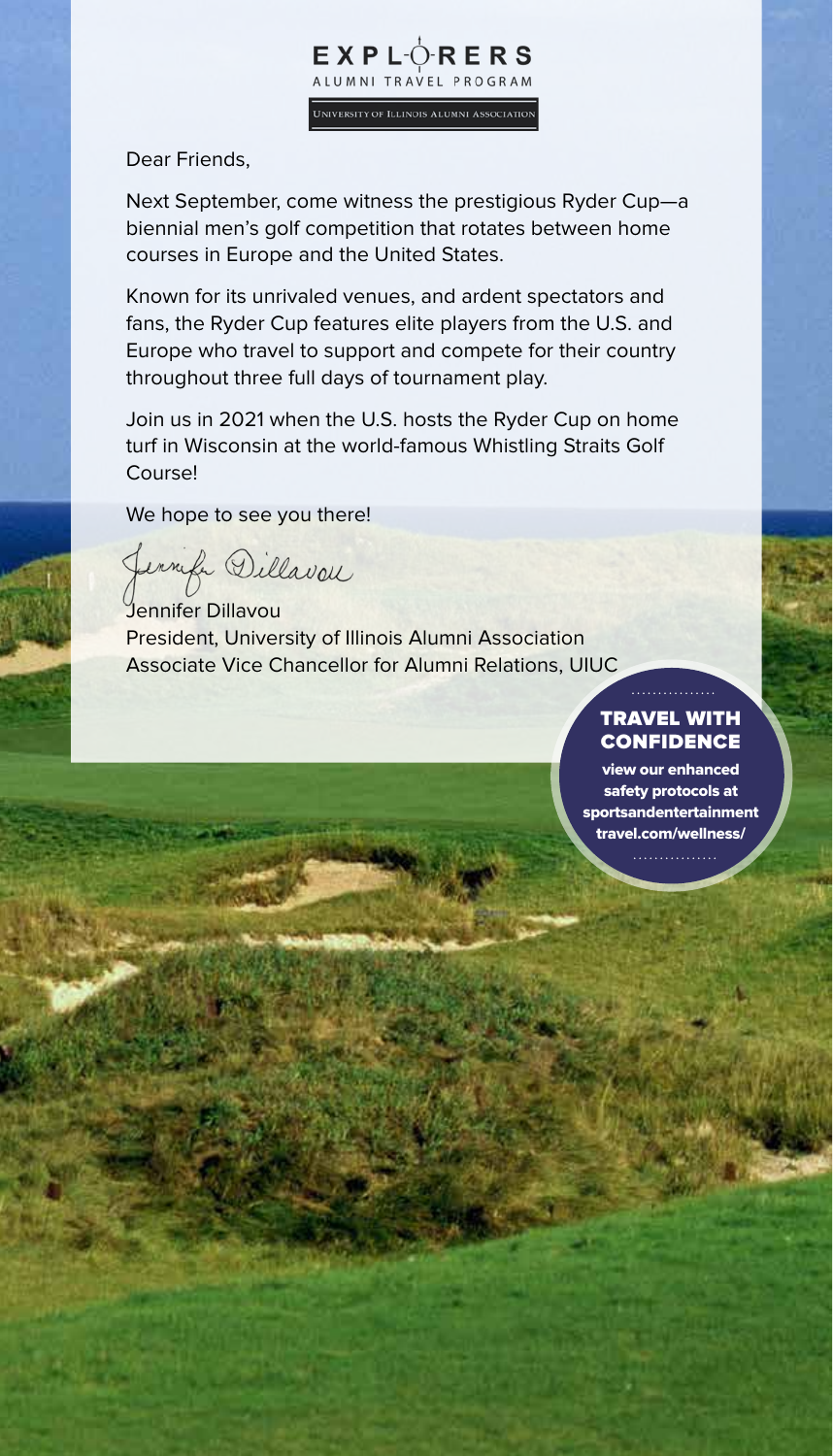**EXPLORERS**
ALUMNI TRAVEL PROGRAM
University of Illinois Alumni Association

Dear Friends,

Next September, come witness the prestigious Ryder Cup—a biennial men's golf competition that rotates between home courses in Europe and the United States.

Known for its unrivaled venues, and ardent spectators and fans, the Ryder Cup features elite players from the U.S. and Europe who travel to support and compete for their country throughout three full days of tournament play.

Join us in 2021 when the U.S. hosts the Ryder Cup on home turf in Wisconsin at the world-famous Whistling Straits Golf Course!

We hope to see you there!

Jennifer Dillavou
President, University of Illinois Alumni Association
Associate Vice Chancellor for Alumni Relations, UIUC

**TRAVEL WITH CONFIDENCE**

**view our enhanced safety protocols at sportsandentertainmenttravel.com/wellness/**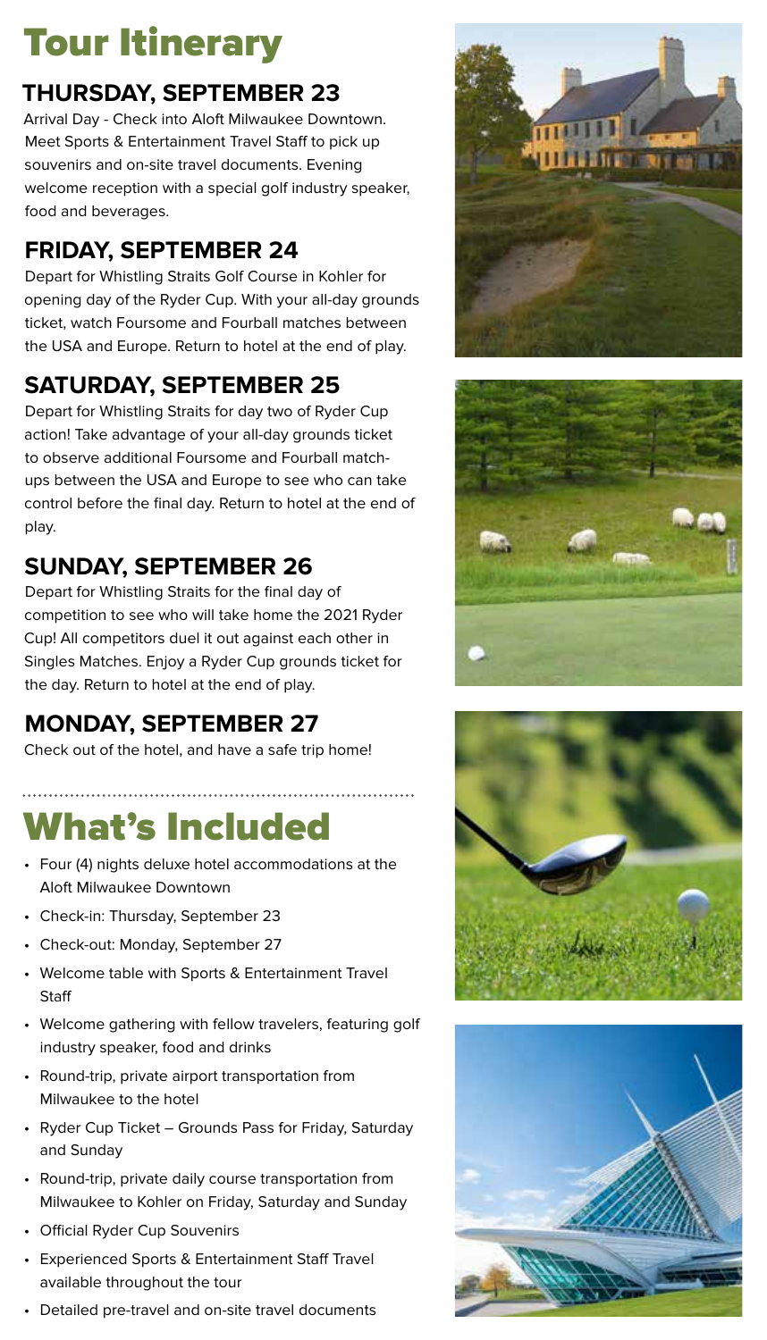# Tour Itinerary

## THURSDAY, SEPTEMBER 23

Arrival Day - Check into Aloft Milwaukee Downtown. Meet Sports & Entertainment Travel Staff to pick up souvenirs and on-site travel documents. Evening welcome reception with a special golf industry speaker, food and beverages.

## FRIDAY, SEPTEMBER 24

Depart for Whistling Straits Golf Course in Kohler for opening day of the Ryder Cup. With your all-day grounds ticket, watch Foursome and Fourball matches between the USA and Europe. Return to hotel at the end of play.

## SATURDAY, SEPTEMBER 25

Depart for Whistling Straits for day two of Ryder Cup action! Take advantage of your all-day grounds ticket to observe additional Foursome and Fourball match-ups between the USA and Europe to see who can take control before the final day. Return to hotel at the end of play.

## SUNDAY, SEPTEMBER 26

Depart for Whistling Straits for the final day of competition to see who will take home the 2021 Ryder Cup! All competitors duel it out against each other in Singles Matches. Enjoy a Ryder Cup grounds ticket for the day. Return to hotel at the end of play.

## MONDAY, SEPTEMBER 27

Check out of the hotel, and have a safe trip home!

# What's Included

- Four (4) nights deluxe hotel accommodations at the Aloft Milwaukee Downtown
- Check-in: Thursday, September 23
- Check-out: Monday, September 27
- Welcome table with Sports & Entertainment Travel Staff
- Welcome gathering with fellow travelers, featuring golf industry speaker, food and drinks
- Round-trip, private airport transportation from Milwaukee to the hotel
- Ryder Cup Ticket – Grounds Pass for Friday, Saturday and Sunday
- Round-trip, private daily course transportation from Milwaukee to Kohler on Friday, Saturday and Sunday
- Official Ryder Cup Souvenirs
- Experienced Sports & Entertainment Staff Travel available throughout the tour
- Detailed pre-travel and on-site travel documents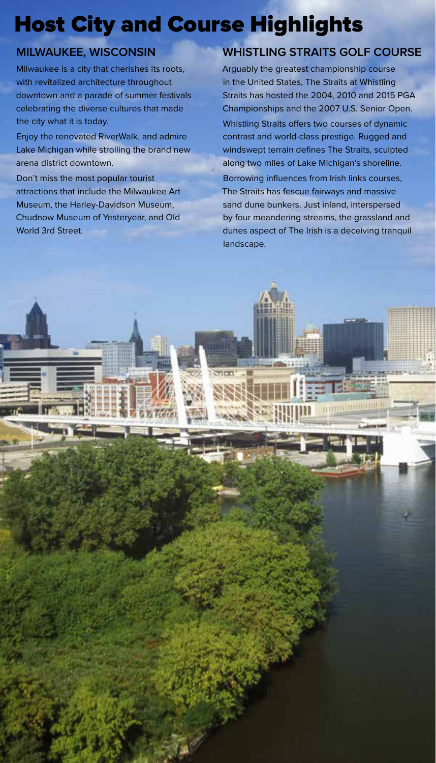# Host City and Course Highlights

## MILWAUKEE, WISCONSIN

Milwaukee is a city that cherishes its roots, with revitalized architecture throughout downtown and a parade of summer festivals celebrating the diverse cultures that made the city what it is today.

Enjoy the renovated RiverWalk, and admire Lake Michigan while strolling the brand new arena district downtown.

Don't miss the most popular tourist attractions that include the Milwaukee Art Museum, the Harley-Davidson Museum, Chudnow Museum of Yesteryear, and Old World 3rd Street.

## WHISTLING STRAITS GOLF COURSE

Arguably the greatest championship course in the United States, The Straits at Whistling Straits has hosted the 2004, 2010 and 2015 PGA Championships and the 2007 U.S. Senior Open.

Whistling Straits offers two courses of dynamic contrast and world-class prestige. Rugged and windswept terrain defines The Straits, sculpted along two miles of Lake Michigan's shoreline.

Borrowing influences from Irish links courses, The Straits has fescue fairways and massive sand dune bunkers. Just inland, interspersed by four meandering streams, the grassland and dunes aspect of The Irish is a deceiving tranquil landscape.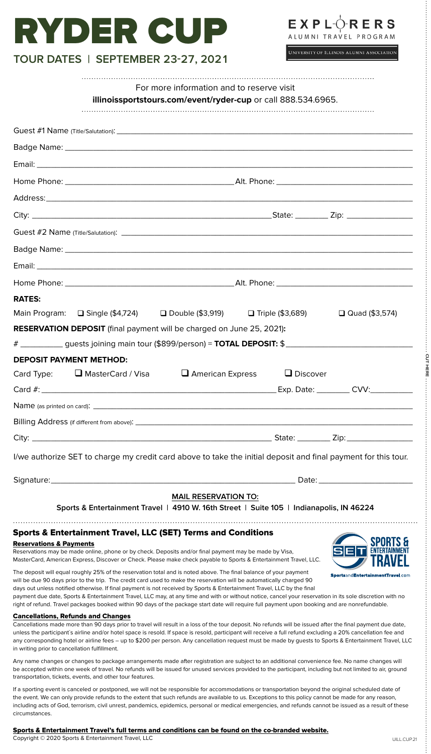# RYDER CUP

**TOUR DATES | SEPTEMBER 23-27, 2021**

EXPLORERS
ALUMNI TRAVEL PROGRAM
UNIVERSITY OF ILLINOIS ALUMNI ASSOCIATION

For more information and to reserve visit
**illinoissportstours.com/event/ryder-cup** or call 888.534.6965.

Guest #1 Name (Title/Salutation): ____________________

Badge Name: ____________________

Email: ____________________

Home Phone: ____________________ Alt. Phone: ____________________

Address: ____________________

City: ____________________ State: ________ Zip: ____________

Guest #2 Name (Title/Salutation): ____________________

Badge Name: ____________________

Email: ____________________

Home Phone: ____________________ Alt. Phone: ____________________

**RATES:**

Main Program: ❑ Single ($4,724) ❑ Double ($3,919) ❑ Triple ($3,689) ❑ Quad ($3,574)

**RESERVATION DEPOSIT** (final payment will be charged on June 25, 2021)**:**

# ________ guests joining main tour ($899/person) = **TOTAL DEPOSIT:** $ ____________________

**DEPOSIT PAYMENT METHOD:**

Card Type: ❑ MasterCard / Visa ❑ American Express ❑ Discover

Card #: ____________________ Exp. Date: ________ CVV: ________

Name (as printed on card): ____________________

Billing Address (if different from above): ____________________

City: ____________________ State: ________ Zip: ____________

I/we authorize SET to charge my credit card above to take the initial deposit and final payment for this tour.

Signature: ____________________ Date: ____________________

**MAIL RESERVATION TO:**

**Sports & Entertainment Travel | 4910 W. 16th Street | Suite 105 | Indianapolis, IN 46224**

CUT HERE

## Sports & Entertainment Travel, LLC (SET) Terms and Conditions

SET SPORTS & ENTERTAINMENT TRAVEL
SportsandEntertainmentTravel.com

### Reservations & Payments

Reservations may be made online, phone or by check. Deposits and/or final payment may be made by Visa, MasterCard, American Express, Discover or Check. Please make check payable to Sports & Entertainment Travel, LLC.

The deposit will equal roughly 25% of the reservation total and is noted above. The final balance of your payment will be due 90 days prior to the trip. The credit card used to make the reservation will be automatically charged 90 days out unless notified otherwise. If final payment is not received by Sports & Entertainment Travel, LLC by the final payment due date, Sports & Entertainment Travel, LLC may, at any time and with or without notice, cancel your reservation in its sole discretion with no right of refund. Travel packages booked within 90 days of the package start date will require full payment upon booking and are nonrefundable.

### Cancellations, Refunds and Changes

Cancellations made more than 90 days prior to travel will result in a loss of the tour deposit. No refunds will be issued after the final payment due date, unless the participant's airline and/or hotel space is resold. If space is resold, participant will receive a full refund excluding a 20% cancellation fee and any corresponding hotel or airline fees – up to $200 per person. Any cancellation request must be made by guests to Sports & Entertainment Travel, LLC in writing prior to cancellation fulfillment.

Any name changes or changes to package arrangements made after registration are subject to an additional convenience fee. No name changes will be accepted within one week of travel. No refunds will be issued for unused services provided to the participant, including but not limited to air, ground transportation, tickets, events, and other tour features.

If a sporting event is canceled or postponed, we will not be responsible for accommodations or transportation beyond the original scheduled date of the event. We can only provide refunds to the extent that such refunds are available to us. Exceptions to this policy cannot be made for any reason, including acts of God, terrorism, civil unrest, pandemics, epidemics, personal or medical emergencies, and refunds cannot be issued as a result of these circumstances.

**Sports & Entertainment Travel's full terms and conditions can be found on the co-branded website.**

Copyright © 2020 Sports & Entertainment Travel, LLC

UILL.CUP.21